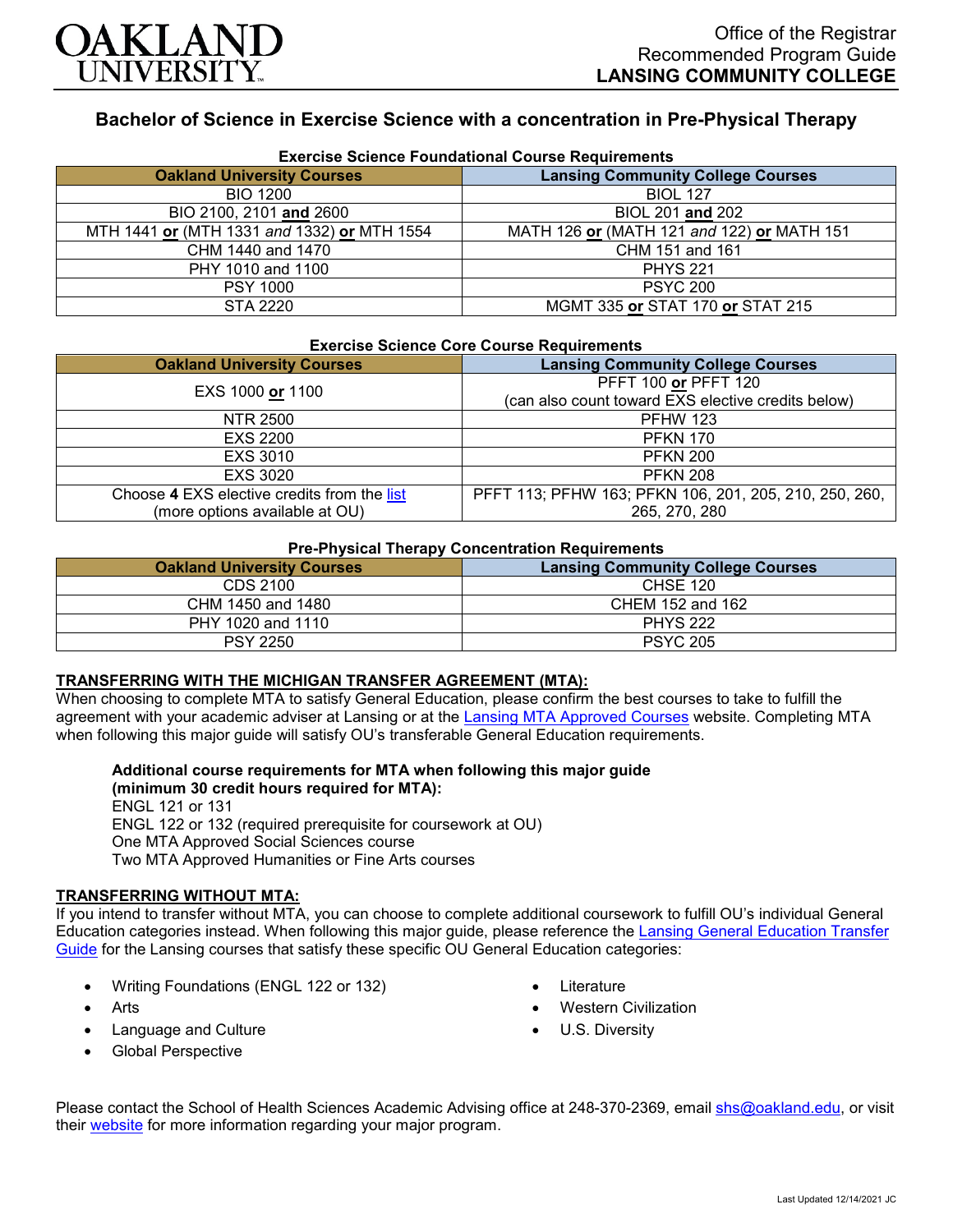Office of the Registrar
Recommended Program Guide
**LANSING COMMUNITY COLLEGE**

# Bachelor of Science in Exercise Science with a concentration in Pre-Physical Therapy

### Exercise Science Foundational Course Requirements

| Oakland University Courses | Lansing Community College Courses |
|---|---|
| BIO 1200 | BIOL 127 |
| BIO 2100, 2101 **and** 2600 | BIOL 201 **and** 202 |
| MTH 1441 **or** (MTH 1331 *and* 1332) **or** MTH 1554 | MATH 126 **or** (MATH 121 *and* 122) **or** MATH 151 |
| CHM 1440 and 1470 | CHM 151 and 161 |
| PHY 1010 and 1100 | PHYS 221 |
| PSY 1000 | PSYC 200 |
| STA 2220 | MGMT 335 **or** STAT 170 **or** STAT 215 |

### Exercise Science Core Course Requirements

| Oakland University Courses | Lansing Community College Courses |
|---|---|
| EXS 1000 **or** 1100 | PFFT 100 **or** PFFT 120 (can also count toward EXS elective credits below) |
| NTR 2500 | PFHW 123 |
| EXS 2200 | PFKN 170 |
| EXS 3010 | PFKN 200 |
| EXS 3020 | PFKN 208 |
| Choose **4** EXS elective credits from the list (more options available at OU) | PFFT 113; PFHW 163; PFKN 106, 201, 205, 210, 250, 260, 265, 270, 280 |

### Pre-Physical Therapy Concentration Requirements

| Oakland University Courses | Lansing Community College Courses |
|---|---|
| CDS 2100 | CHSE 120 |
| CHM 1450 and 1480 | CHEM 152 and 162 |
| PHY 1020 and 1110 | PHYS 222 |
| PSY 2250 | PSYC 205 |

## TRANSFERRING WITH THE MICHIGAN TRANSFER AGREEMENT (MTA):

When choosing to complete MTA to satisfy General Education, please confirm the best courses to take to fulfill the agreement with your academic adviser at Lansing or at the Lansing MTA Approved Courses website. Completing MTA when following this major guide will satisfy OU's transferable General Education requirements.

**Additional course requirements for MTA when following this major guide (minimum 30 credit hours required for MTA):**

ENGL 121 or 131
ENGL 122 or 132 (required prerequisite for coursework at OU)
One MTA Approved Social Sciences course
Two MTA Approved Humanities or Fine Arts courses

## TRANSFERRING WITHOUT MTA:

If you intend to transfer without MTA, you can choose to complete additional coursework to fulfill OU's individual General Education categories instead. When following this major guide, please reference the Lansing General Education Transfer Guide for the Lansing courses that satisfy these specific OU General Education categories:

- Writing Foundations (ENGL 122 or 132)
- Arts
- Language and Culture
- Global Perspective
- Literature
- Western Civilization
- U.S. Diversity

Please contact the School of Health Sciences Academic Advising office at 248-370-2369, email shs@oakland.edu, or visit their website for more information regarding your major program.

Last Updated 12/14/2021 JC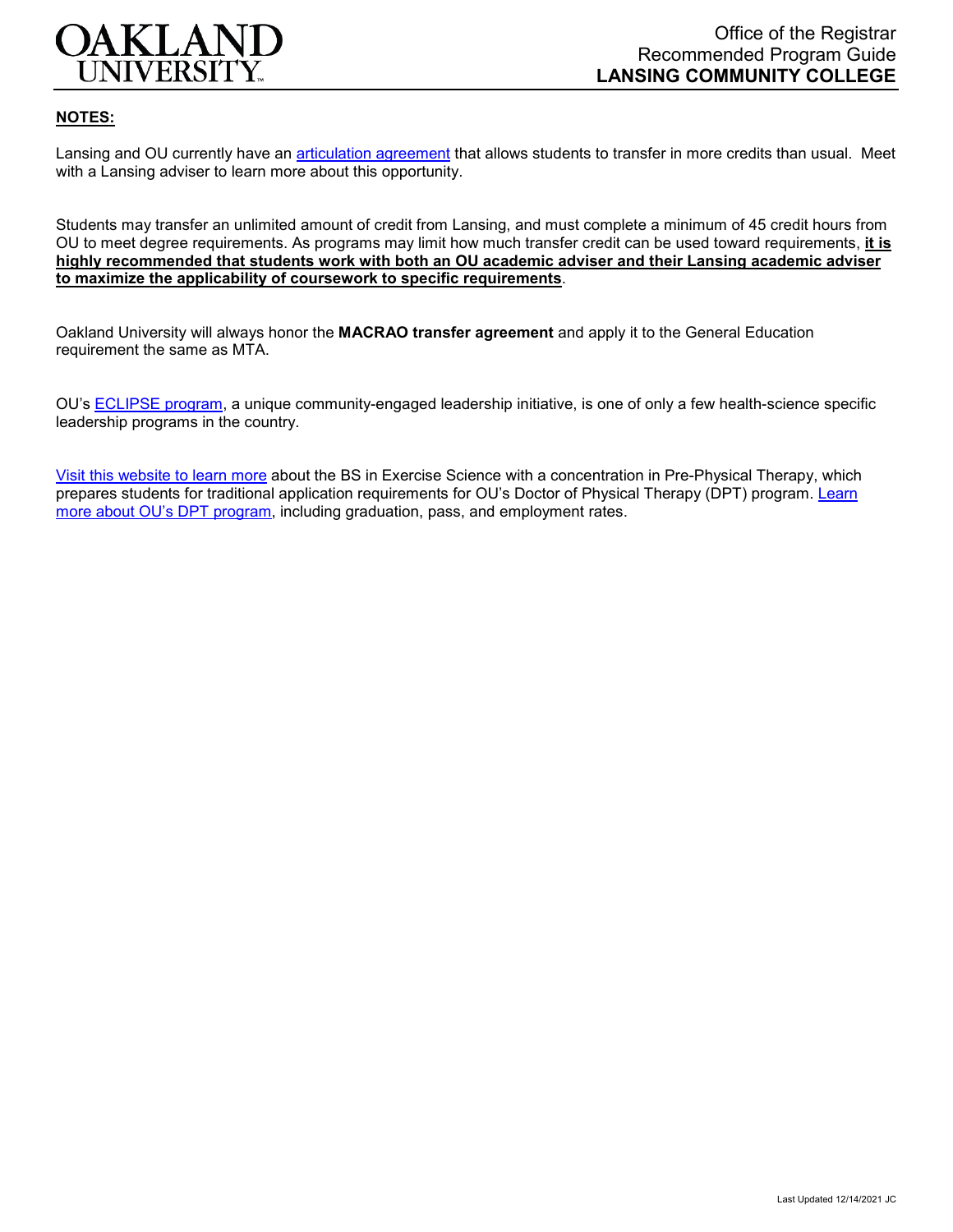**NOTES:**

Lansing and OU currently have an articulation agreement that allows students to transfer in more credits than usual. Meet with a Lansing adviser to learn more about this opportunity.

Students may transfer an unlimited amount of credit from Lansing, and must complete a minimum of 45 credit hours from OU to meet degree requirements. As programs may limit how much transfer credit can be used toward requirements, **it is highly recommended that students work with both an OU academic adviser and their Lansing academic adviser to maximize the applicability of coursework to specific requirements**.

Oakland University will always honor the **MACRAO transfer agreement** and apply it to the General Education requirement the same as MTA.

OU's ECLIPSE program, a unique community-engaged leadership initiative, is one of only a few health-science specific leadership programs in the country.

Visit this website to learn more about the BS in Exercise Science with a concentration in Pre-Physical Therapy, which prepares students for traditional application requirements for OU's Doctor of Physical Therapy (DPT) program. Learn more about OU's DPT program, including graduation, pass, and employment rates.

Last Updated 12/14/2021 JC